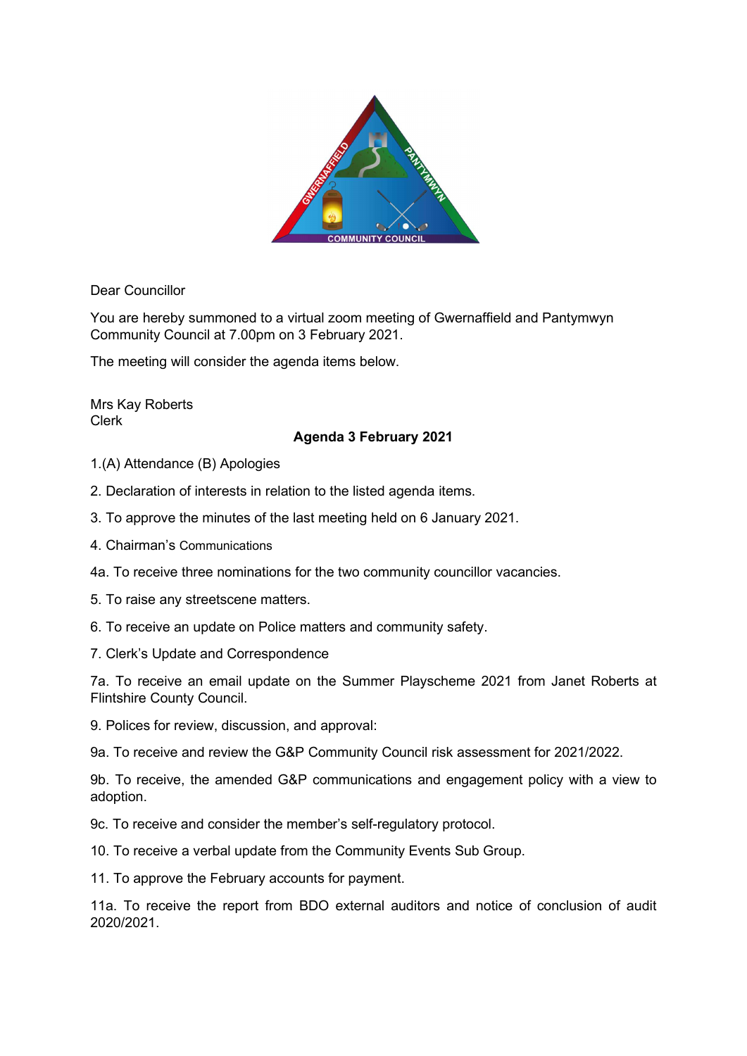Dear Councillor

You are hereby summoned to a virtual zoom meeting of Gwernaffield and Pantymwyn Community Council at 7.00pm on 3 February 2021.

The meeting will consider the agenda items below.

Mrs Kay Roberts
Clerk

**Agenda 3 February 2021**

1.(A) Attendance (B) Apologies

2. Declaration of interests in relation to the listed agenda items.

3. To approve the minutes of the last meeting held on 6 January 2021.

4. Chairman's Communications

4a. To receive three nominations for the two community councillor vacancies.

5. To raise any streetscene matters.

6. To receive an update on Police matters and community safety.

7. Clerk's Update and Correspondence

7a. To receive an email update on the Summer Playscheme 2021 from Janet Roberts at Flintshire County Council.

9. Polices for review, discussion, and approval:

9a. To receive and review the G&P Community Council risk assessment for 2021/2022.

9b. To receive, the amended G&P communications and engagement policy with a view to adoption.

9c. To receive and consider the member's self-regulatory protocol.

10. To receive a verbal update from the Community Events Sub Group.

11. To approve the February accounts for payment.

11a. To receive the report from BDO external auditors and notice of conclusion of audit 2020/2021.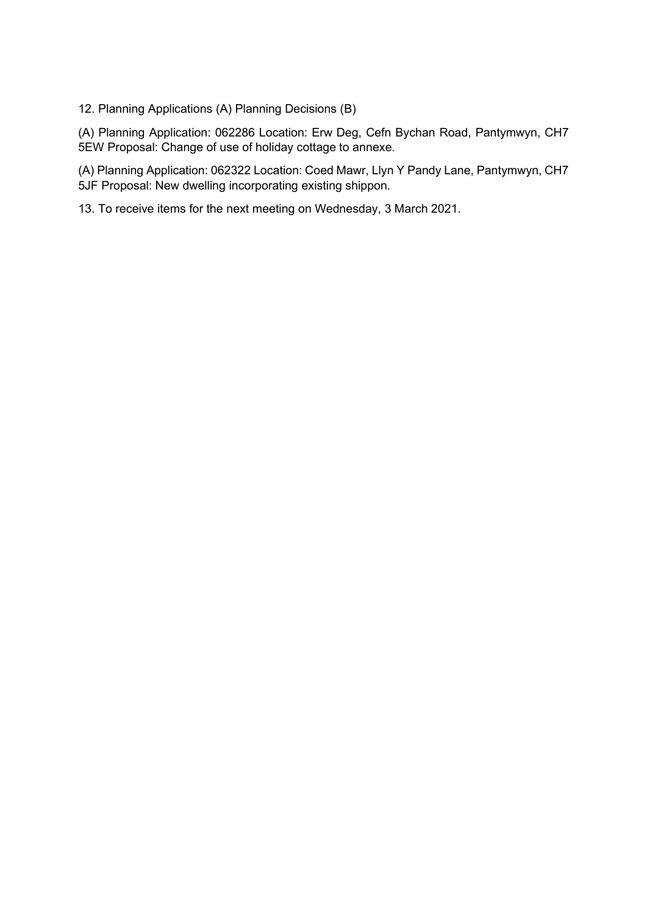12. Planning Applications (A) Planning Decisions (B)

(A) Planning Application: 062286 Location: Erw Deg, Cefn Bychan Road, Pantymwyn, CH7 5EW Proposal: Change of use of holiday cottage to annexe.

(A) Planning Application: 062322 Location: Coed Mawr, Llyn Y Pandy Lane, Pantymwyn, CH7 5JF Proposal: New dwelling incorporating existing shippon.

13. To receive items for the next meeting on Wednesday, 3 March 2021.